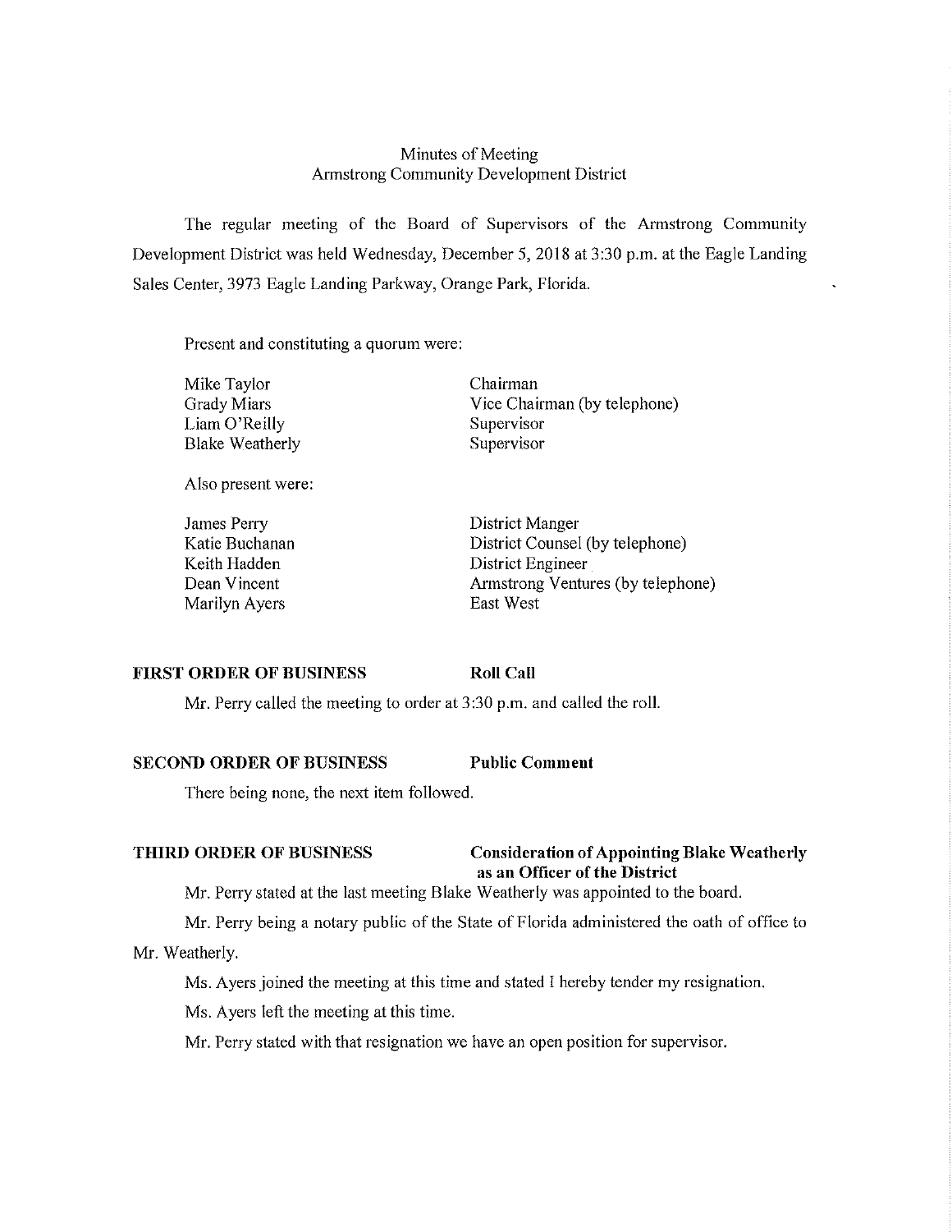Minutes of Meeting
Armstrong Community Development District

The regular meeting of the Board of Supervisors of the Armstrong Community Development District was held Wednesday, December 5, 2018 at 3:30 p.m. at the Eagle Landing Sales Center, 3973 Eagle Landing Parkway, Orange Park, Florida.

Present and constituting a quorum were:

| | |
|---|---|
| Mike Taylor | Chairman |
| Grady Miars | Vice Chairman (by telephone) |
| Liam O'Reilly | Supervisor |
| Blake Weatherly | Supervisor |

Also present were:

| | |
|---|---|
| James Perry | District Manger |
| Katie Buchanan | District Counsel (by telephone) |
| Keith Hadden | District Engineer |
| Dean Vincent | Armstrong Ventures (by telephone) |
| Marilyn Ayers | East West |

**FIRST ORDER OF BUSINESS** **Roll Call**

Mr. Perry called the meeting to order at 3:30 p.m. and called the roll.

**SECOND ORDER OF BUSINESS** **Public Comment**

There being none, the next item followed.

**THIRD ORDER OF BUSINESS** **Consideration of Appointing Blake Weatherly as an Officer of the District**

Mr. Perry stated at the last meeting Blake Weatherly was appointed to the board.

Mr. Perry being a notary public of the State of Florida administered the oath of office to Mr. Weatherly.

Ms. Ayers joined the meeting at this time and stated I hereby tender my resignation.

Ms. Ayers left the meeting at this time.

Mr. Perry stated with that resignation we have an open position for supervisor.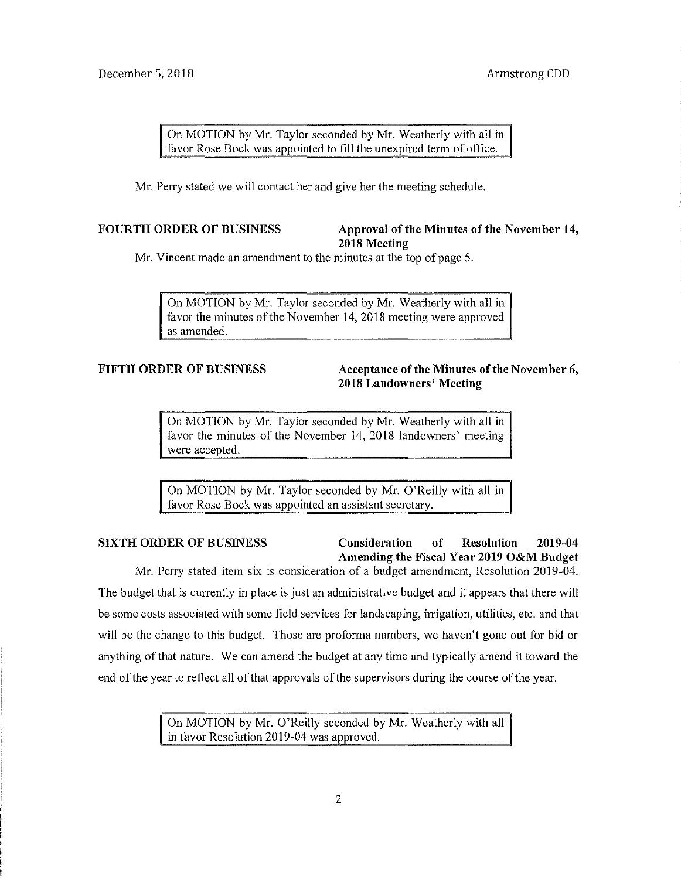On MOTION by Mr. Taylor seconded by Mr. Weatherly with all in favor Rose Bock was appointed to fill the unexpired term of office.

Mr. Perry stated we will contact her and give her the meeting schedule.

**FOURTH ORDER OF BUSINESS** **Approval of the Minutes of the November 14, 2018 Meeting**

Mr. Vincent made an amendment to the minutes at the top of page 5.

On MOTION by Mr. Taylor seconded by Mr. Weatherly with all in favor the minutes of the November 14, 2018 meeting were approved as amended.

**FIFTH ORDER OF BUSINESS** **Acceptance of the Minutes of the November 6, 2018 Landowners' Meeting**

On MOTION by Mr. Taylor seconded by Mr. Weatherly with all in favor the minutes of the November 14, 2018 landowners' meeting were accepted.

On MOTION by Mr. Taylor seconded by Mr. O'Reilly with all in favor Rose Bock was appointed an assistant secretary.

**SIXTH ORDER OF BUSINESS** **Consideration of Resolution 2019-04 Amending the Fiscal Year 2019 O&M Budget**

Mr. Perry stated item six is consideration of a budget amendment, Resolution 2019-04. The budget that is currently in place is just an administrative budget and it appears that there will be some costs associated with some field services for landscaping, irrigation, utilities, etc. and that will be the change to this budget. Those are proforma numbers, we haven't gone out for bid or anything of that nature. We can amend the budget at any time and typically amend it toward the end of the year to reflect all of that approvals of the supervisors during the course of the year.

On MOTION by Mr. O'Reilly seconded by Mr. Weatherly with all in favor Resolution 2019-04 was approved.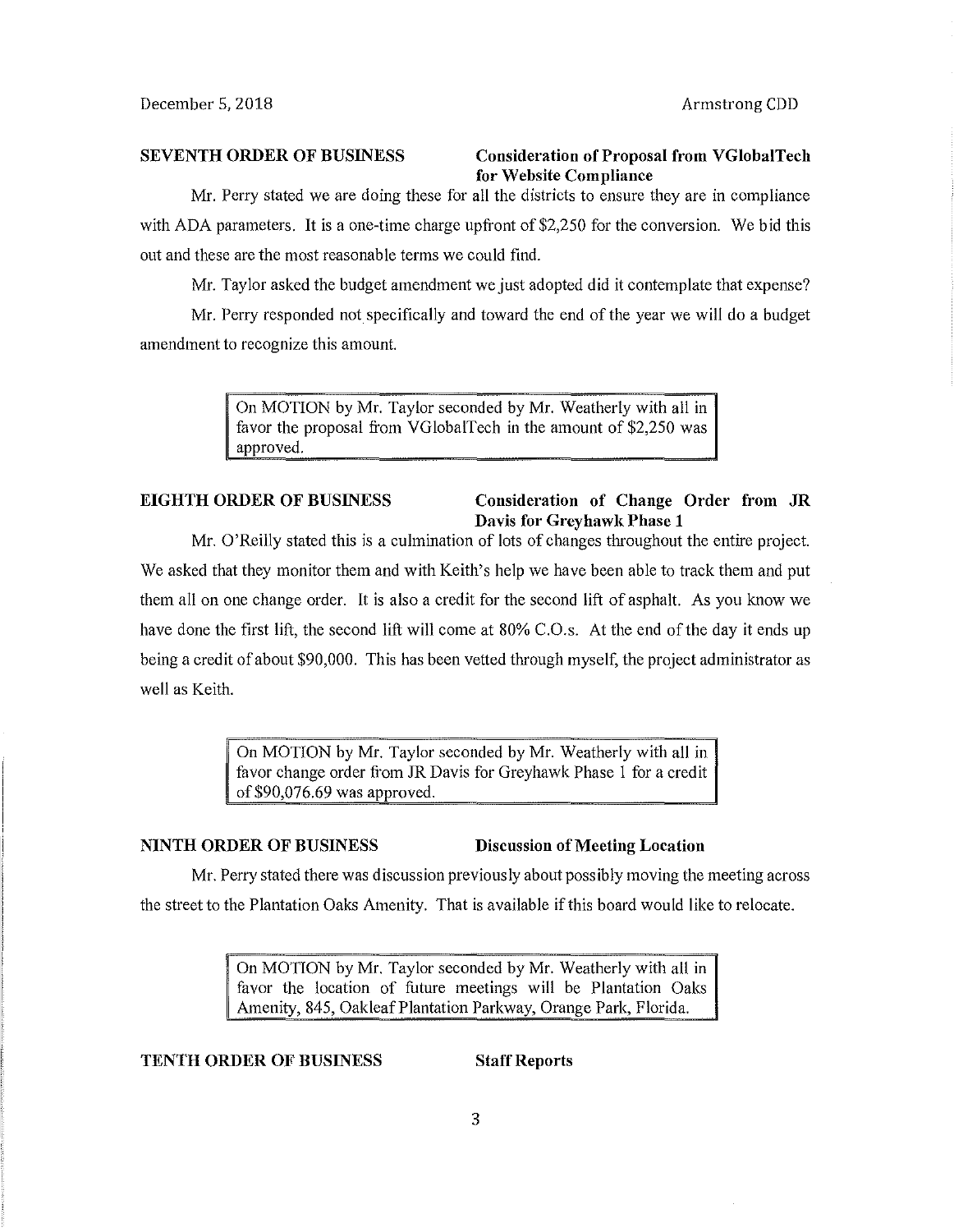**SEVENTH ORDER OF BUSINESS** **Consideration of Proposal from VGlobalTech for Website Compliance**

Mr. Perry stated we are doing these for all the districts to ensure they are in compliance with ADA parameters. It is a one-time charge upfront of $2,250 for the conversion. We bid this out and these are the most reasonable terms we could find.

Mr. Taylor asked the budget amendment we just adopted did it contemplate that expense?

Mr. Perry responded not specifically and toward the end of the year we will do a budget amendment to recognize this amount.

> On MOTION by Mr. Taylor seconded by Mr. Weatherly with all in favor the proposal from VGlobalTech in the amount of $2,250 was approved.

**EIGHTH ORDER OF BUSINESS** **Consideration of Change Order from JR Davis for Greyhawk Phase 1**

Mr. O'Reilly stated this is a culmination of lots of changes throughout the entire project. We asked that they monitor them and with Keith's help we have been able to track them and put them all on one change order. It is also a credit for the second lift of asphalt. As you know we have done the first lift, the second lift will come at 80% C.O.s. At the end of the day it ends up being a credit of about $90,000. This has been vetted through myself, the project administrator as well as Keith.

> On MOTION by Mr. Taylor seconded by Mr. Weatherly with all in favor change order from JR Davis for Greyhawk Phase 1 for a credit of $90,076.69 was approved.

**NINTH ORDER OF BUSINESS** **Discussion of Meeting Location**

Mr. Perry stated there was discussion previously about possibly moving the meeting across the street to the Plantation Oaks Amenity. That is available if this board would like to relocate.

> On MOTION by Mr. Taylor seconded by Mr. Weatherly with all in favor the location of future meetings will be Plantation Oaks Amenity, 845, Oakleaf Plantation Parkway, Orange Park, Florida.

**TENTH ORDER OF BUSINESS** **Staff Reports**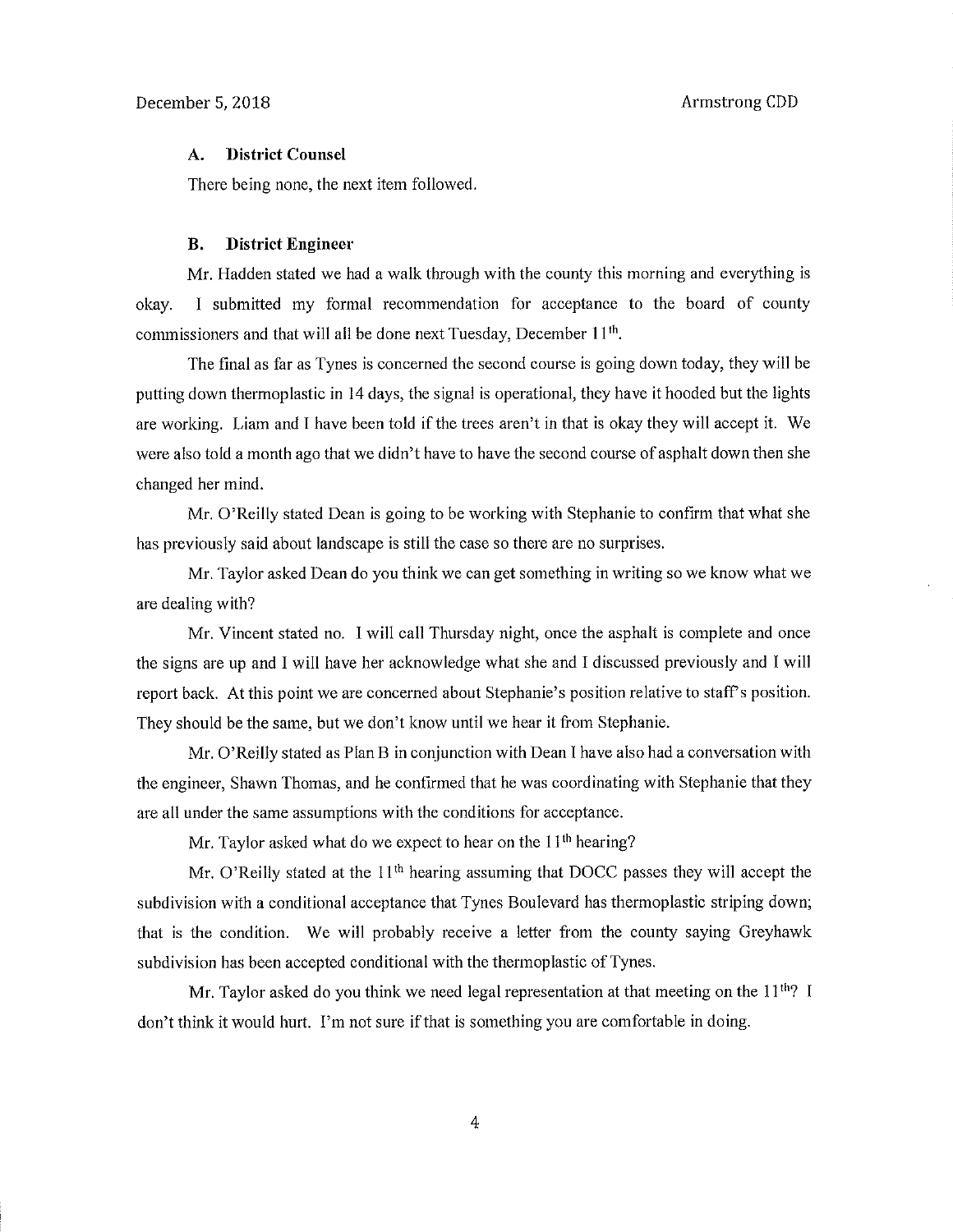### A. District Counsel

There being none, the next item followed.

### B. District Engineer

Mr. Hadden stated we had a walk through with the county this morning and everything is okay. I submitted my formal recommendation for acceptance to the board of county commissioners and that will all be done next Tuesday, December 11th.

The final as far as Tynes is concerned the second course is going down today, they will be putting down thermoplastic in 14 days, the signal is operational, they have it hooded but the lights are working. Liam and I have been told if the trees aren't in that is okay they will accept it. We were also told a month ago that we didn't have to have the second course of asphalt down then she changed her mind.

Mr. O'Reilly stated Dean is going to be working with Stephanie to confirm that what she has previously said about landscape is still the case so there are no surprises.

Mr. Taylor asked Dean do you think we can get something in writing so we know what we are dealing with?

Mr. Vincent stated no. I will call Thursday night, once the asphalt is complete and once the signs are up and I will have her acknowledge what she and I discussed previously and I will report back. At this point we are concerned about Stephanie's position relative to staff's position. They should be the same, but we don't know until we hear it from Stephanie.

Mr. O'Reilly stated as Plan B in conjunction with Dean I have also had a conversation with the engineer, Shawn Thomas, and he confirmed that he was coordinating with Stephanie that they are all under the same assumptions with the conditions for acceptance.

Mr. Taylor asked what do we expect to hear on the 11th hearing?

Mr. O'Reilly stated at the 11th hearing assuming that DOCC passes they will accept the subdivision with a conditional acceptance that Tynes Boulevard has thermoplastic striping down; that is the condition. We will probably receive a letter from the county saying Greyhawk subdivision has been accepted conditional with the thermoplastic of Tynes.

Mr. Taylor asked do you think we need legal representation at that meeting on the 11th? I don't think it would hurt. I'm not sure if that is something you are comfortable in doing.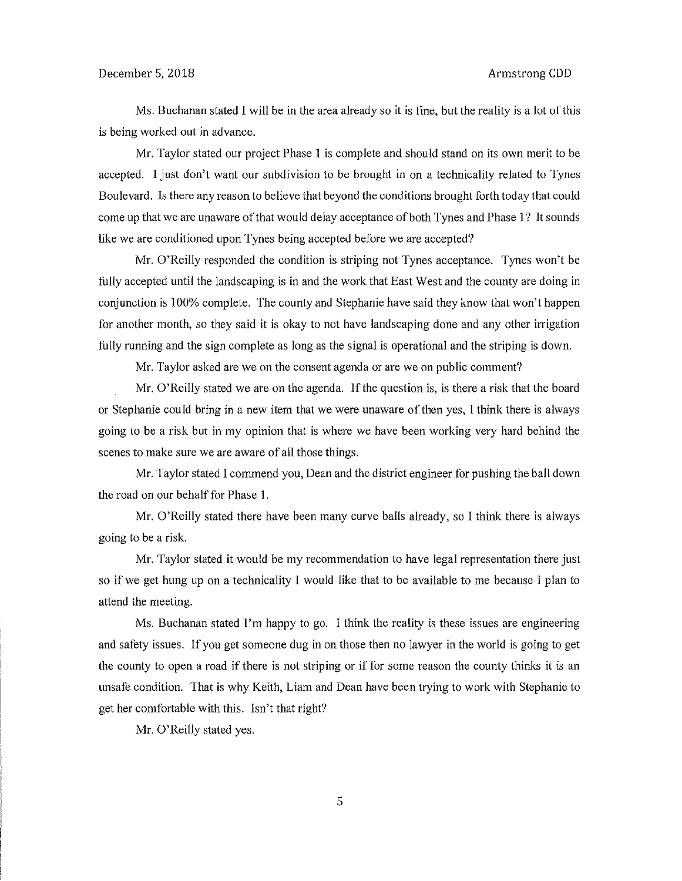Ms. Buchanan stated I will be in the area already so it is fine, but the reality is a lot of this is being worked out in advance.

Mr. Taylor stated our project Phase 1 is complete and should stand on its own merit to be accepted. I just don't want our subdivision to be brought in on a technicality related to Tynes Boulevard. Is there any reason to believe that beyond the conditions brought forth today that could come up that we are unaware of that would delay acceptance of both Tynes and Phase 1? It sounds like we are conditioned upon Tynes being accepted before we are accepted?

Mr. O'Reilly responded the condition is striping not Tynes acceptance. Tynes won't be fully accepted until the landscaping is in and the work that East West and the county are doing in conjunction is 100% complete. The county and Stephanie have said they know that won't happen for another month, so they said it is okay to not have landscaping done and any other irrigation fully running and the sign complete as long as the signal is operational and the striping is down.

Mr. Taylor asked are we on the consent agenda or are we on public comment?

Mr. O'Reilly stated we are on the agenda. If the question is, is there a risk that the board or Stephanie could bring in a new item that we were unaware of then yes, I think there is always going to be a risk but in my opinion that is where we have been working very hard behind the scenes to make sure we are aware of all those things.

Mr. Taylor stated I commend you, Dean and the district engineer for pushing the ball down the road on our behalf for Phase 1.

Mr. O'Reilly stated there have been many curve balls already, so I think there is always going to be a risk.

Mr. Taylor stated it would be my recommendation to have legal representation there just so if we get hung up on a technicality I would like that to be available to me because I plan to attend the meeting.

Ms. Buchanan stated I'm happy to go. I think the reality is these issues are engineering and safety issues. If you get someone dug in on those then no lawyer in the world is going to get the county to open a road if there is not striping or if for some reason the county thinks it is an unsafe condition. That is why Keith, Liam and Dean have been trying to work with Stephanie to get her comfortable with this. Isn't that right?

Mr. O'Reilly stated yes.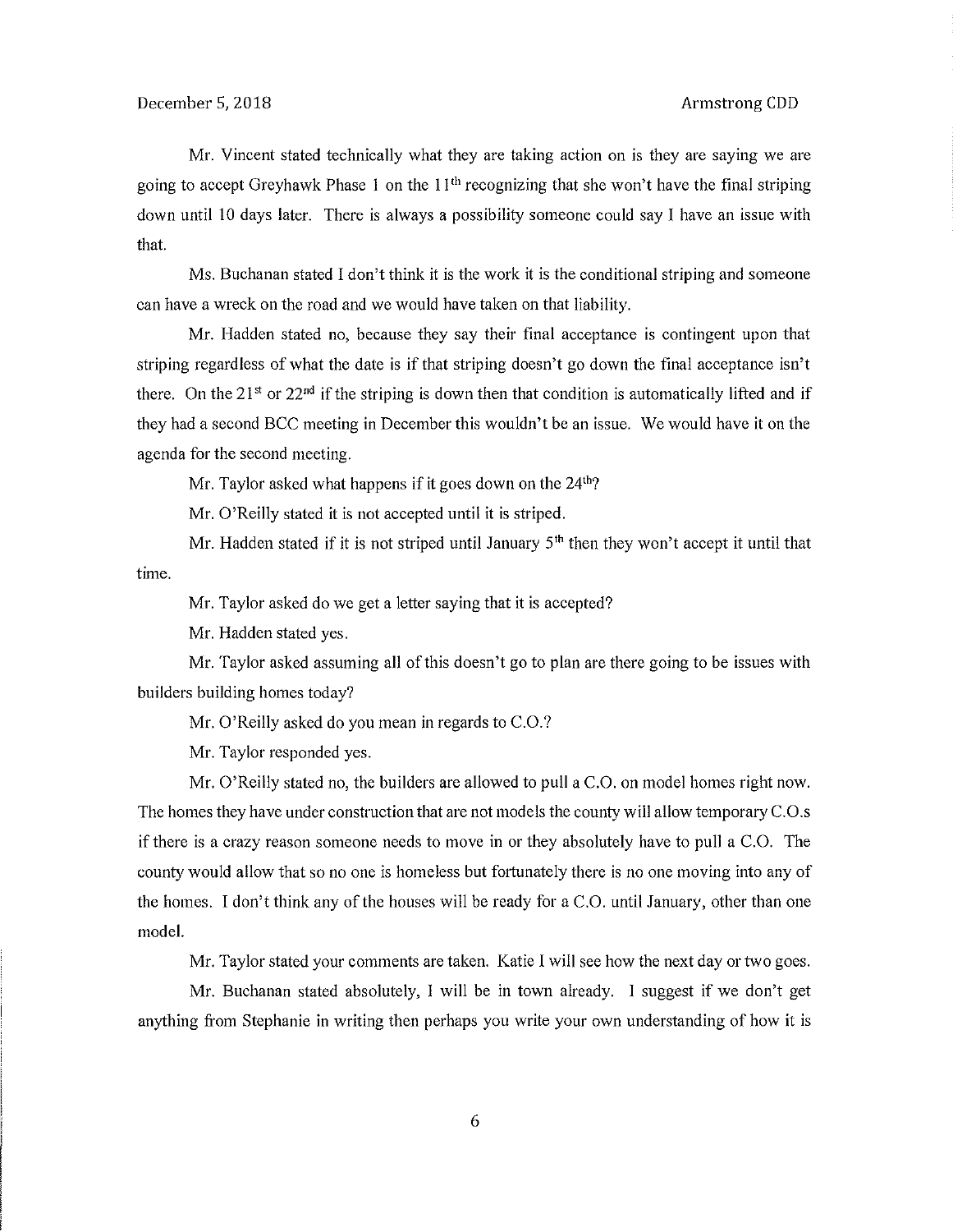Mr. Vincent stated technically what they are taking action on is they are saying we are going to accept Greyhawk Phase 1 on the 11th recognizing that she won't have the final striping down until 10 days later. There is always a possibility someone could say I have an issue with that.

Ms. Buchanan stated I don't think it is the work it is the conditional striping and someone can have a wreck on the road and we would have taken on that liability.

Mr. Hadden stated no, because they say their final acceptance is contingent upon that striping regardless of what the date is if that striping doesn't go down the final acceptance isn't there. On the 21st or 22nd if the striping is down then that condition is automatically lifted and if they had a second BCC meeting in December this wouldn't be an issue. We would have it on the agenda for the second meeting.

Mr. Taylor asked what happens if it goes down on the 24th?

Mr. O'Reilly stated it is not accepted until it is striped.

Mr. Hadden stated if it is not striped until January 5th then they won't accept it until that time.

Mr. Taylor asked do we get a letter saying that it is accepted?

Mr. Hadden stated yes.

Mr. Taylor asked assuming all of this doesn't go to plan are there going to be issues with builders building homes today?

Mr. O'Reilly asked do you mean in regards to C.O.?

Mr. Taylor responded yes.

Mr. O'Reilly stated no, the builders are allowed to pull a C.O. on model homes right now. The homes they have under construction that are not models the county will allow temporary C.O.s if there is a crazy reason someone needs to move in or they absolutely have to pull a C.O. The county would allow that so no one is homeless but fortunately there is no one moving into any of the homes. I don't think any of the houses will be ready for a C.O. until January, other than one model.

Mr. Taylor stated your comments are taken. Katie I will see how the next day or two goes.

Mr. Buchanan stated absolutely, I will be in town already. I suggest if we don't get anything from Stephanie in writing then perhaps you write your own understanding of how it is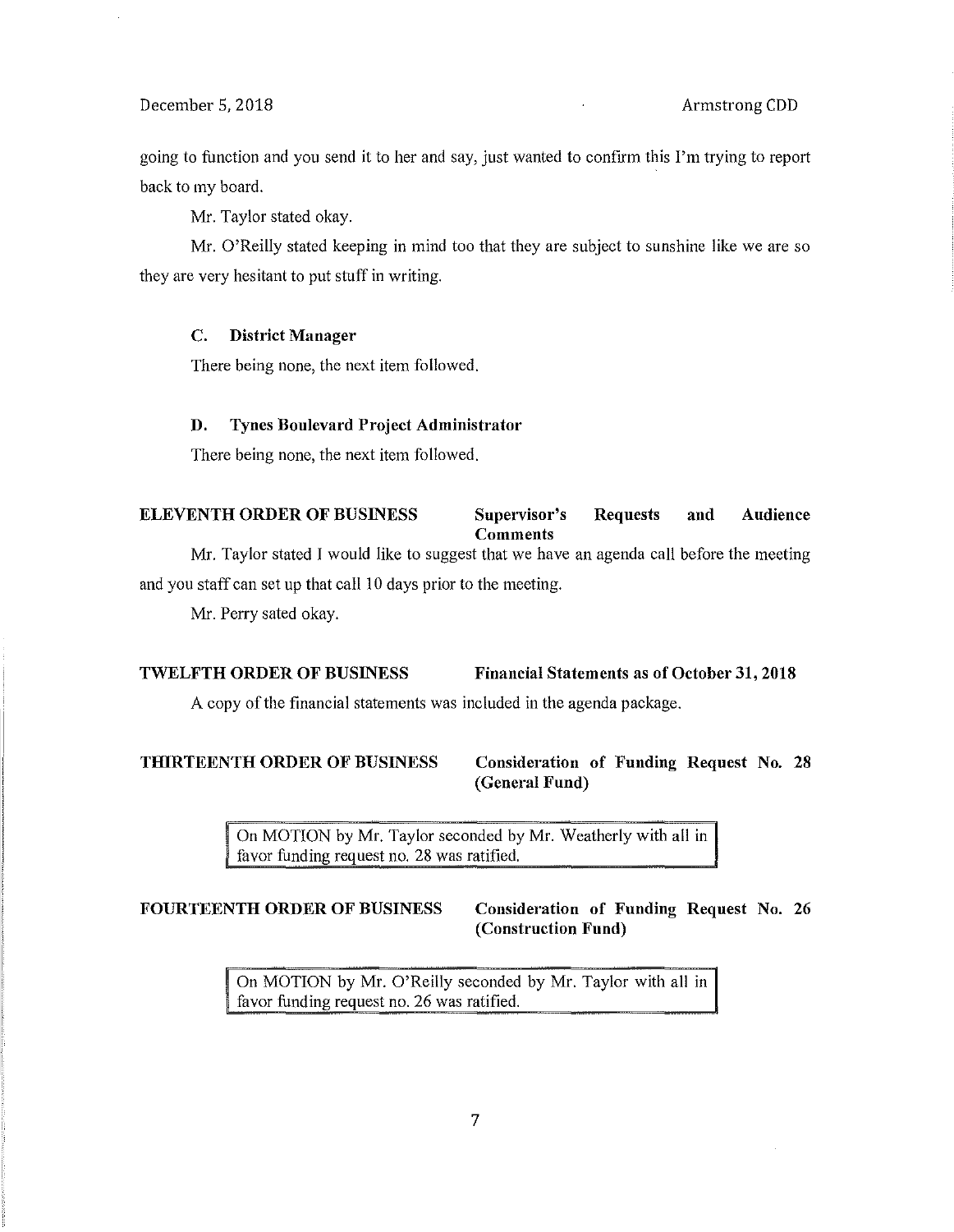going to function and you send it to her and say, just wanted to confirm this I'm trying to report back to my board.

Mr. Taylor stated okay.

Mr. O'Reilly stated keeping in mind too that they are subject to sunshine like we are so they are very hesitant to put stuff in writing.

### C. District Manager

There being none, the next item followed.

### D. Tynes Boulevard Project Administrator

There being none, the next item followed.

## ELEVENTH ORDER OF BUSINESS — Supervisor's Requests and Audience Comments

Mr. Taylor stated I would like to suggest that we have an agenda call before the meeting and you staff can set up that call 10 days prior to the meeting.

Mr. Perry sated okay.

## TWELFTH ORDER OF BUSINESS — Financial Statements as of October 31, 2018

A copy of the financial statements was included in the agenda package.

## THIRTEENTH ORDER OF BUSINESS — Consideration of Funding Request No. 28 (General Fund)

> On MOTION by Mr. Taylor seconded by Mr. Weatherly with all in favor funding request no. 28 was ratified.

## FOURTEENTH ORDER OF BUSINESS — Consideration of Funding Request No. 26 (Construction Fund)

> On MOTION by Mr. O'Reilly seconded by Mr. Taylor with all in favor funding request no. 26 was ratified.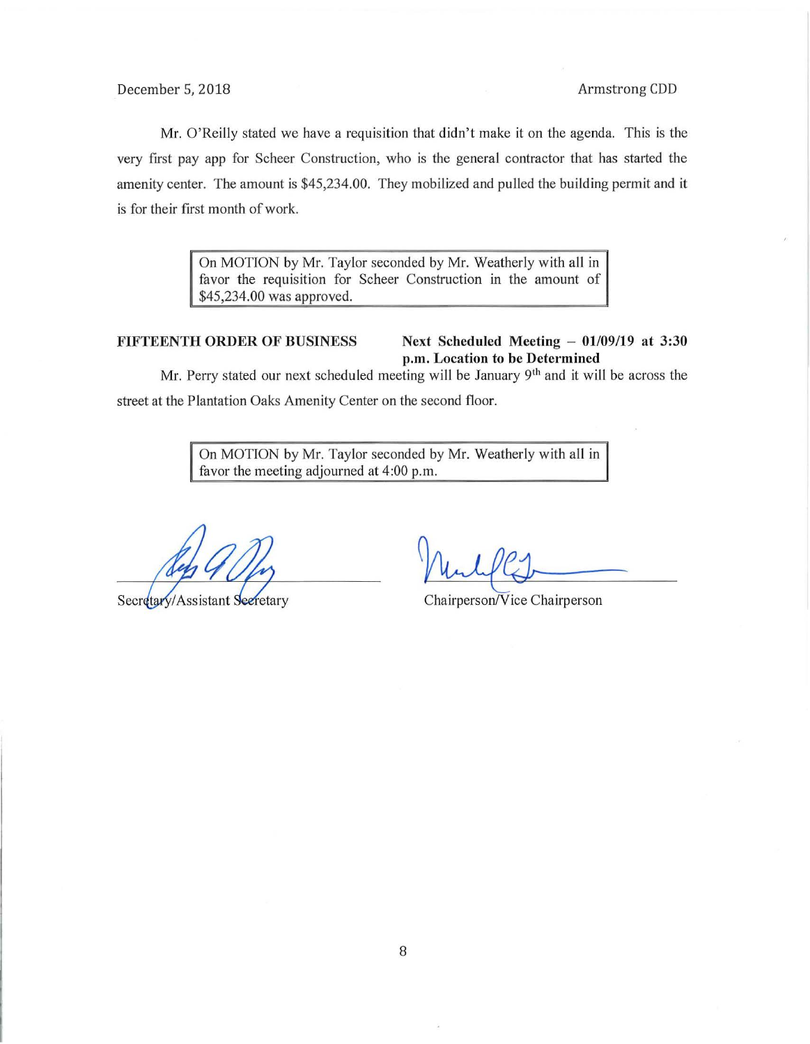Mr. O'Reilly stated we have a requisition that didn't make it on the agenda. This is the very first pay app for Scheer Construction, who is the general contractor that has started the amenity center. The amount is $45,234.00. They mobilized and pulled the building permit and it is for their first month of work.

> On MOTION by Mr. Taylor seconded by Mr. Weatherly with all in favor the requisition for Scheer Construction in the amount of $45,234.00 was approved.

**FIFTEENTH ORDER OF BUSINESS** **Next Scheduled Meeting – 01/09/19 at 3:30 p.m. Location to be Determined**

Mr. Perry stated our next scheduled meeting will be January 9th and it will be across the street at the Plantation Oaks Amenity Center on the second floor.

> On MOTION by Mr. Taylor seconded by Mr. Weatherly with all in favor the meeting adjourned at 4:00 p.m.

Secretary/Assistant Secretary

Chairperson/Vice Chairperson